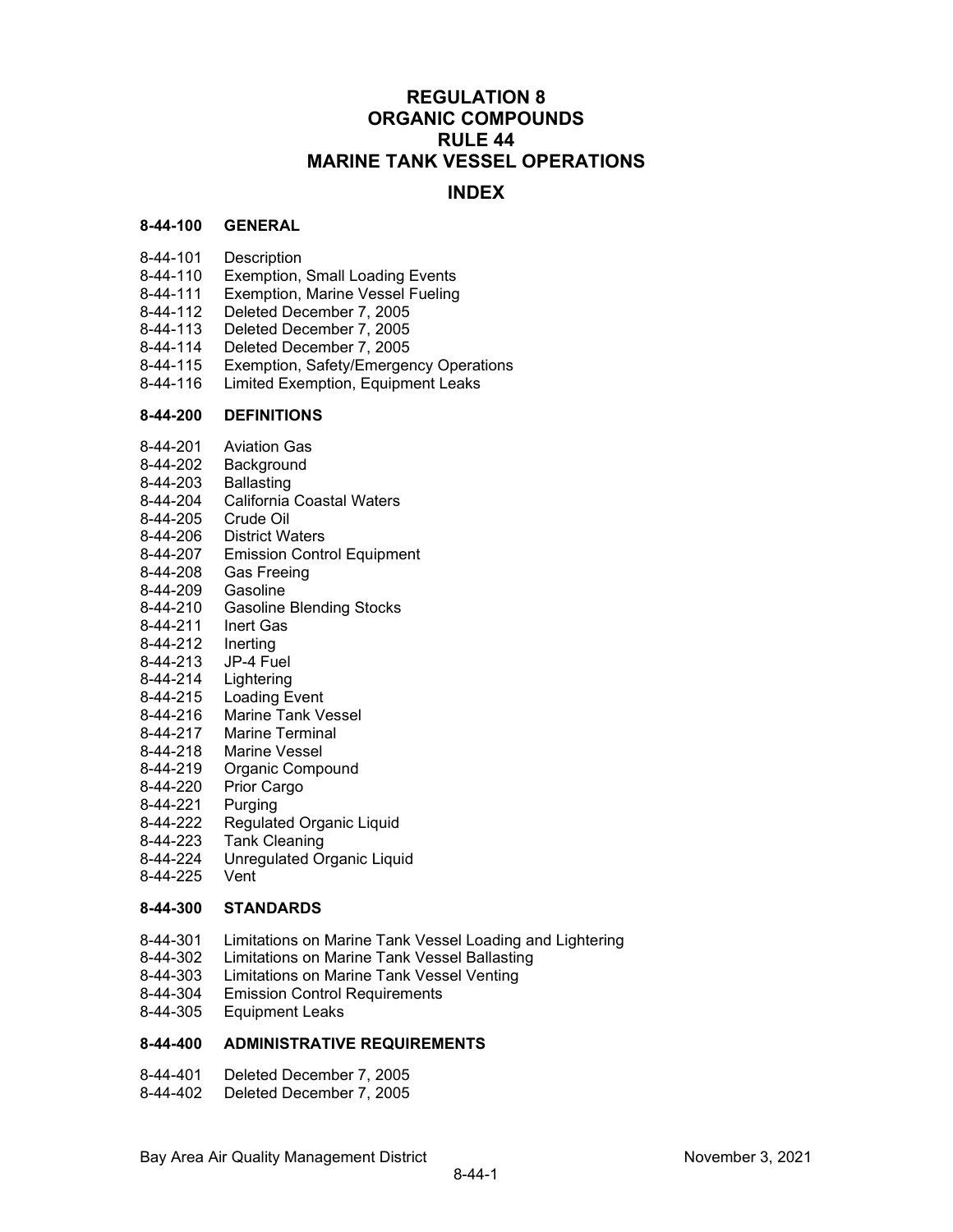# REGULATION 8
# ORGANIC COMPOUNDS
# RULE 44
# MARINE TANK VESSEL OPERATIONS

## INDEX

**8-44-100 GENERAL**

8-44-101 Description
8-44-110 Exemption, Small Loading Events
8-44-111 Exemption, Marine Vessel Fueling
8-44-112 Deleted December 7, 2005
8-44-113 Deleted December 7, 2005
8-44-114 Deleted December 7, 2005
8-44-115 Exemption, Safety/Emergency Operations
8-44-116 Limited Exemption, Equipment Leaks

**8-44-200 DEFINITIONS**

8-44-201 Aviation Gas
8-44-202 Background
8-44-203 Ballasting
8-44-204 California Coastal Waters
8-44-205 Crude Oil
8-44-206 District Waters
8-44-207 Emission Control Equipment
8-44-208 Gas Freeing
8-44-209 Gasoline
8-44-210 Gasoline Blending Stocks
8-44-211 Inert Gas
8-44-212 Inerting
8-44-213 JP-4 Fuel
8-44-214 Lightering
8-44-215 Loading Event
8-44-216 Marine Tank Vessel
8-44-217 Marine Terminal
8-44-218 Marine Vessel
8-44-219 Organic Compound
8-44-220 Prior Cargo
8-44-221 Purging
8-44-222 Regulated Organic Liquid
8-44-223 Tank Cleaning
8-44-224 Unregulated Organic Liquid
8-44-225 Vent

**8-44-300 STANDARDS**

8-44-301 Limitations on Marine Tank Vessel Loading and Lightering
8-44-302 Limitations on Marine Tank Vessel Ballasting
8-44-303 Limitations on Marine Tank Vessel Venting
8-44-304 Emission Control Requirements
8-44-305 Equipment Leaks

**8-44-400 ADMINISTRATIVE REQUIREMENTS**

8-44-401 Deleted December 7, 2005
8-44-402 Deleted December 7, 2005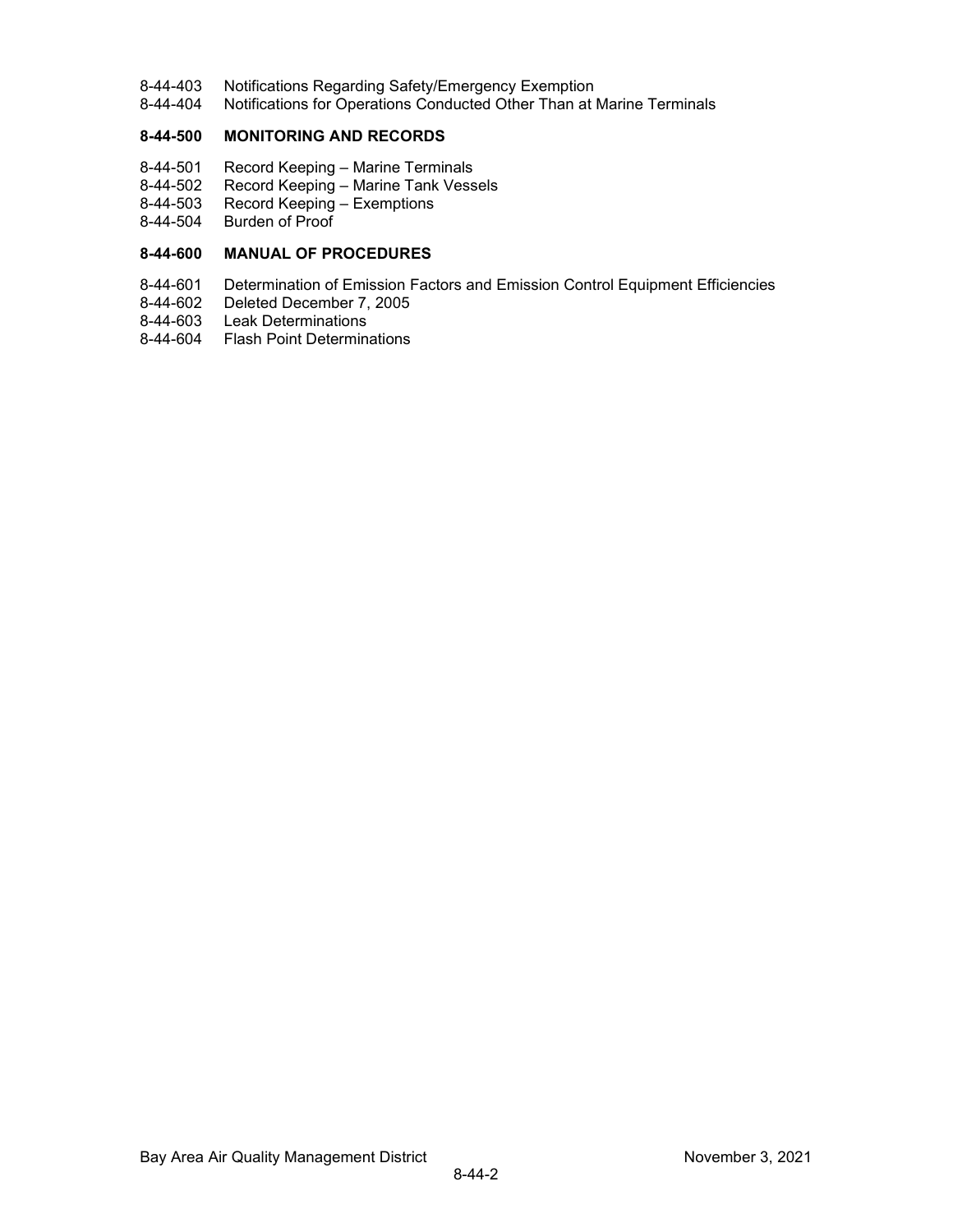8-44-403 Notifications Regarding Safety/Emergency Exemption
8-44-404 Notifications for Operations Conducted Other Than at Marine Terminals

**8-44-500 MONITORING AND RECORDS**

8-44-501 Record Keeping – Marine Terminals
8-44-502 Record Keeping – Marine Tank Vessels
8-44-503 Record Keeping – Exemptions
8-44-504 Burden of Proof

**8-44-600 MANUAL OF PROCEDURES**

8-44-601 Determination of Emission Factors and Emission Control Equipment Efficiencies
8-44-602 Deleted December 7, 2005
8-44-603 Leak Determinations
8-44-604 Flash Point Determinations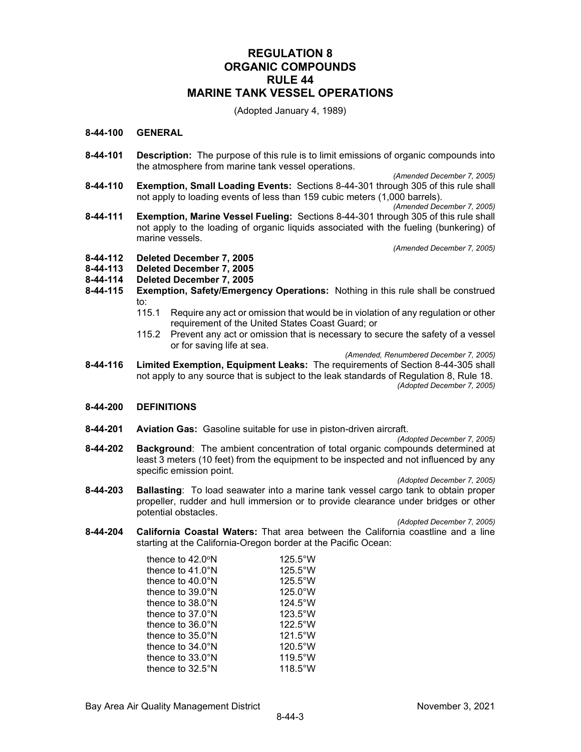# REGULATION 8
# ORGANIC COMPOUNDS
# RULE 44
# MARINE TANK VESSEL OPERATIONS

(Adopted January 4, 1989)

## 8-44-100 GENERAL

**8-44-101 Description:** The purpose of this rule is to limit emissions of organic compounds into the atmosphere from marine tank vessel operations.

*(Amended December 7, 2005)*

**8-44-110 Exemption, Small Loading Events:** Sections 8-44-301 through 305 of this rule shall not apply to loading events of less than 159 cubic meters (1,000 barrels).

*(Amended December 7, 2005)*

**8-44-111 Exemption, Marine Vessel Fueling:** Sections 8-44-301 through 305 of this rule shall not apply to the loading of organic liquids associated with the fueling (bunkering) of marine vessels.

*(Amended December 7, 2005)*

**8-44-112 Deleted December 7, 2005**

**8-44-113 Deleted December 7, 2005**

**8-44-114 Deleted December 7, 2005**

**8-44-115 Exemption, Safety/Emergency Operations:** Nothing in this rule shall be construed to:

115.1 Require any act or omission that would be in violation of any regulation or other requirement of the United States Coast Guard; or

115.2 Prevent any act or omission that is necessary to secure the safety of a vessel or for saving life at sea.

*(Amended, Renumbered December 7, 2005)*

**8-44-116 Limited Exemption, Equipment Leaks:** The requirements of Section 8-44-305 shall not apply to any source that is subject to the leak standards of Regulation 8, Rule 18.

*(Adopted December 7, 2005)*

## 8-44-200 DEFINITIONS

**8-44-201 Aviation Gas:** Gasoline suitable for use in piston-driven aircraft.

*(Adopted December 7, 2005)*

**8-44-202 Background**: The ambient concentration of total organic compounds determined at least 3 meters (10 feet) from the equipment to be inspected and not influenced by any specific emission point.

*(Adopted December 7, 2005)*

**8-44-203 Ballasting**: To load seawater into a marine tank vessel cargo tank to obtain proper propeller, rudder and hull immersion or to provide clearance under bridges or other potential obstacles.

*(Adopted December 7, 2005)*

**8-44-204 California Coastal Waters:** That area between the California coastline and a line starting at the California-Oregon border at the Pacific Ocean:

| | |
|---|---|
| thence to 42.0°N | 125.5°W |
| thence to 41.0°N | 125.5°W |
| thence to 40.0°N | 125.5°W |
| thence to 39.0°N | 125.0°W |
| thence to 38.0°N | 124.5°W |
| thence to 37.0°N | 123.5°W |
| thence to 36.0°N | 122.5°W |
| thence to 35.0°N | 121.5°W |
| thence to 34.0°N | 120.5°W |
| thence to 33.0°N | 119.5°W |
| thence to 32.5°N | 118.5°W |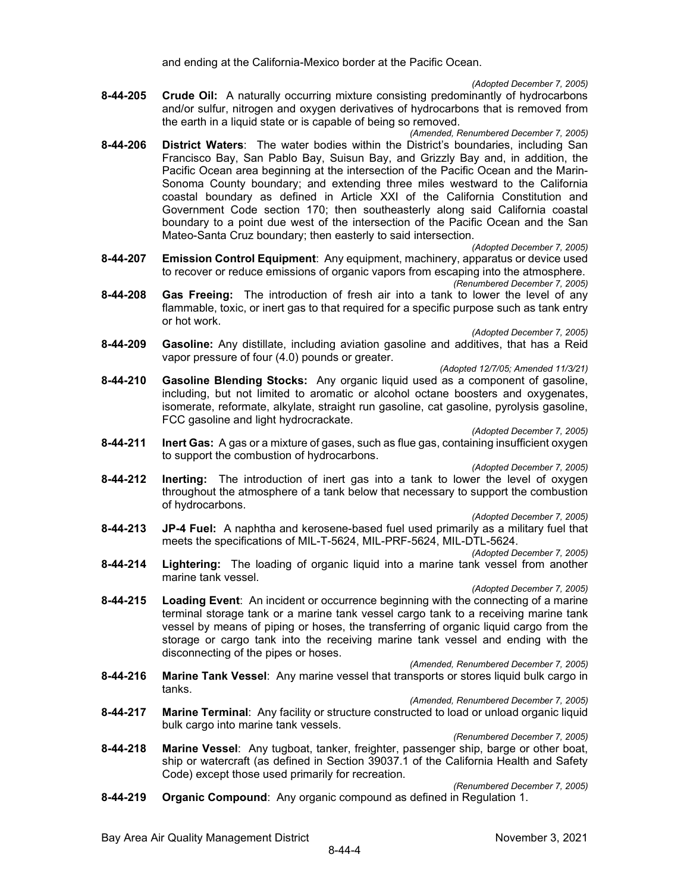and ending at the California-Mexico border at the Pacific Ocean.

*(Adopted December 7, 2005)*

**8-44-205 Crude Oil:** A naturally occurring mixture consisting predominantly of hydrocarbons and/or sulfur, nitrogen and oxygen derivatives of hydrocarbons that is removed from the earth in a liquid state or is capable of being so removed.

*(Amended, Renumbered December 7, 2005)*

**8-44-206 District Waters**: The water bodies within the District's boundaries, including San Francisco Bay, San Pablo Bay, Suisun Bay, and Grizzly Bay and, in addition, the Pacific Ocean area beginning at the intersection of the Pacific Ocean and the Marin-Sonoma County boundary; and extending three miles westward to the California coastal boundary as defined in Article XXI of the California Constitution and Government Code section 170; then southeasterly along said California coastal boundary to a point due west of the intersection of the Pacific Ocean and the San Mateo-Santa Cruz boundary; then easterly to said intersection.

*(Adopted December 7, 2005)*

**8-44-207 Emission Control Equipment**: Any equipment, machinery, apparatus or device used to recover or reduce emissions of organic vapors from escaping into the atmosphere.

*(Renumbered December 7, 2005)*

**8-44-208 Gas Freeing:** The introduction of fresh air into a tank to lower the level of any flammable, toxic, or inert gas to that required for a specific purpose such as tank entry or hot work.

*(Adopted December 7, 2005)*

**8-44-209 Gasoline:** Any distillate, including aviation gasoline and additives, that has a Reid vapor pressure of four (4.0) pounds or greater.

*(Adopted 12/7/05; Amended 11/3/21)*

**8-44-210 Gasoline Blending Stocks:** Any organic liquid used as a component of gasoline, including, but not limited to aromatic or alcohol octane boosters and oxygenates, isomerate, reformate, alkylate, straight run gasoline, cat gasoline, pyrolysis gasoline, FCC gasoline and light hydrocrackate.

*(Adopted December 7, 2005)*

**8-44-211 Inert Gas:** A gas or a mixture of gases, such as flue gas, containing insufficient oxygen to support the combustion of hydrocarbons.

*(Adopted December 7, 2005)*

**8-44-212 Inerting:** The introduction of inert gas into a tank to lower the level of oxygen throughout the atmosphere of a tank below that necessary to support the combustion of hydrocarbons.

*(Adopted December 7, 2005)*

**8-44-213 JP-4 Fuel:** A naphtha and kerosene-based fuel used primarily as a military fuel that meets the specifications of MIL-T-5624, MIL-PRF-5624, MIL-DTL-5624.

*(Adopted December 7, 2005)*

**8-44-214 Lightering:** The loading of organic liquid into a marine tank vessel from another marine tank vessel.

*(Adopted December 7, 2005)*

**8-44-215 Loading Event**: An incident or occurrence beginning with the connecting of a marine terminal storage tank or a marine tank vessel cargo tank to a receiving marine tank vessel by means of piping or hoses, the transferring of organic liquid cargo from the storage or cargo tank into the receiving marine tank vessel and ending with the disconnecting of the pipes or hoses.

*(Amended, Renumbered December 7, 2005)*

**8-44-216 Marine Tank Vessel**: Any marine vessel that transports or stores liquid bulk cargo in tanks.

*(Amended, Renumbered December 7, 2005)*

**8-44-217 Marine Terminal**: Any facility or structure constructed to load or unload organic liquid bulk cargo into marine tank vessels.

*(Renumbered December 7, 2005)*

**8-44-218 Marine Vessel**: Any tugboat, tanker, freighter, passenger ship, barge or other boat, ship or watercraft (as defined in Section 39037.1 of the California Health and Safety Code) except those used primarily for recreation.

*(Renumbered December 7, 2005)*

**8-44-219 Organic Compound**: Any organic compound as defined in Regulation 1.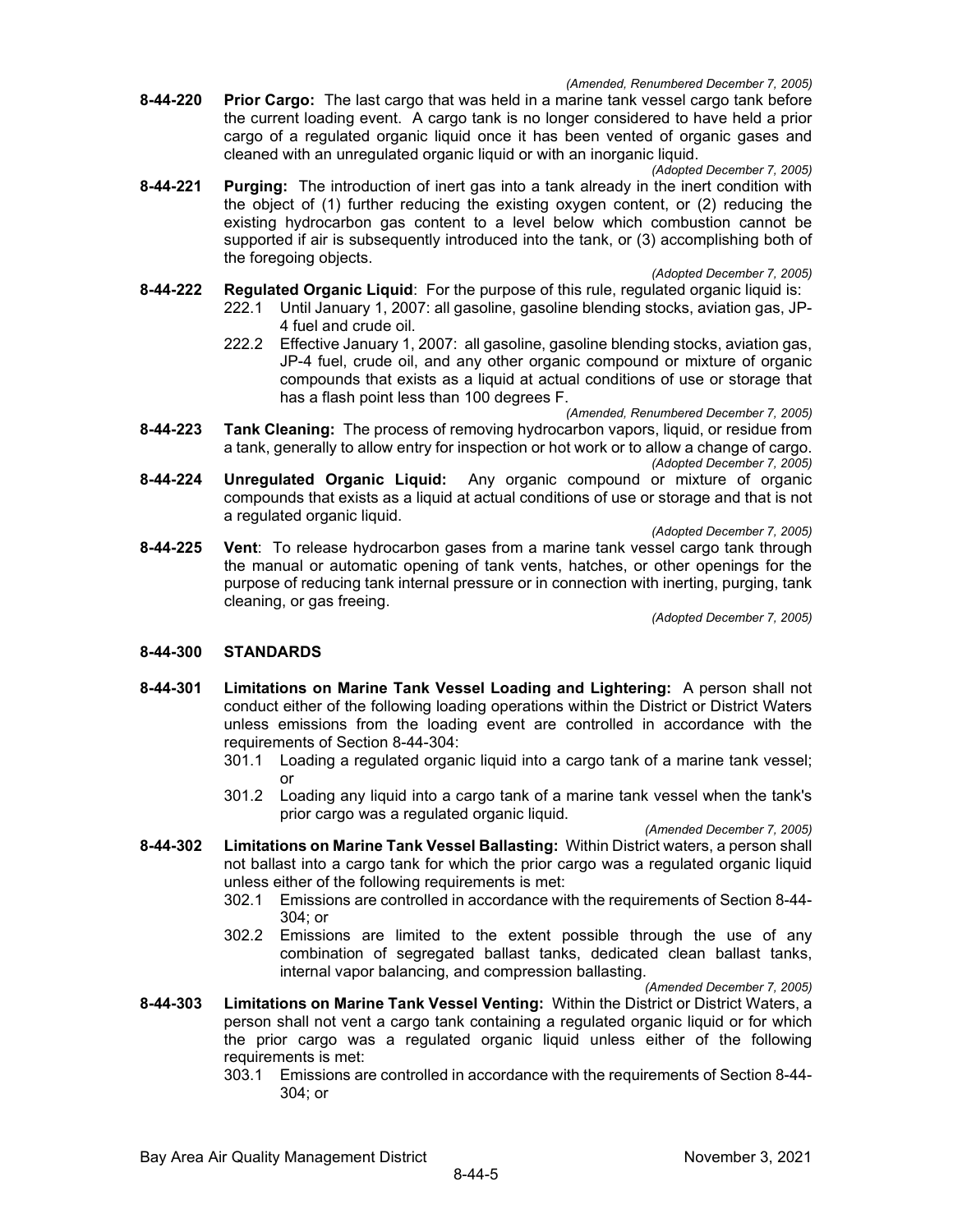*(Amended, Renumbered December 7, 2005)*

**8-44-220 Prior Cargo:** The last cargo that was held in a marine tank vessel cargo tank before the current loading event. A cargo tank is no longer considered to have held a prior cargo of a regulated organic liquid once it has been vented of organic gases and cleaned with an unregulated organic liquid or with an inorganic liquid.

*(Adopted December 7, 2005)*

**8-44-221 Purging:** The introduction of inert gas into a tank already in the inert condition with the object of (1) further reducing the existing oxygen content, or (2) reducing the existing hydrocarbon gas content to a level below which combustion cannot be supported if air is subsequently introduced into the tank, or (3) accomplishing both of the foregoing objects.

*(Adopted December 7, 2005)*

**8-44-222 Regulated Organic Liquid**: For the purpose of this rule, regulated organic liquid is:

222.1 Until January 1, 2007: all gasoline, gasoline blending stocks, aviation gas, JP-4 fuel and crude oil.

222.2 Effective January 1, 2007: all gasoline, gasoline blending stocks, aviation gas, JP-4 fuel, crude oil, and any other organic compound or mixture of organic compounds that exists as a liquid at actual conditions of use or storage that has a flash point less than 100 degrees F.

*(Amended, Renumbered December 7, 2005)*

**8-44-223 Tank Cleaning:** The process of removing hydrocarbon vapors, liquid, or residue from a tank, generally to allow entry for inspection or hot work or to allow a change of cargo.

*(Adopted December 7, 2005)*

**8-44-224 Unregulated Organic Liquid:** Any organic compound or mixture of organic compounds that exists as a liquid at actual conditions of use or storage and that is not a regulated organic liquid.

*(Adopted December 7, 2005)*

**8-44-225 Vent**: To release hydrocarbon gases from a marine tank vessel cargo tank through the manual or automatic opening of tank vents, hatches, or other openings for the purpose of reducing tank internal pressure or in connection with inerting, purging, tank cleaning, or gas freeing.

*(Adopted December 7, 2005)*

## 8-44-300 STANDARDS

**8-44-301 Limitations on Marine Tank Vessel Loading and Lightering:** A person shall not conduct either of the following loading operations within the District or District Waters unless emissions from the loading event are controlled in accordance with the requirements of Section 8-44-304:

301.1 Loading a regulated organic liquid into a cargo tank of a marine tank vessel; or

301.2 Loading any liquid into a cargo tank of a marine tank vessel when the tank's prior cargo was a regulated organic liquid.

*(Amended December 7, 2005)*

**8-44-302 Limitations on Marine Tank Vessel Ballasting:** Within District waters, a person shall not ballast into a cargo tank for which the prior cargo was a regulated organic liquid unless either of the following requirements is met:

302.1 Emissions are controlled in accordance with the requirements of Section 8-44-304; or

302.2 Emissions are limited to the extent possible through the use of any combination of segregated ballast tanks, dedicated clean ballast tanks, internal vapor balancing, and compression ballasting.

*(Amended December 7, 2005)*

**8-44-303 Limitations on Marine Tank Vessel Venting:** Within the District or District Waters, a person shall not vent a cargo tank containing a regulated organic liquid or for which the prior cargo was a regulated organic liquid unless either of the following requirements is met:

303.1 Emissions are controlled in accordance with the requirements of Section 8-44-304; or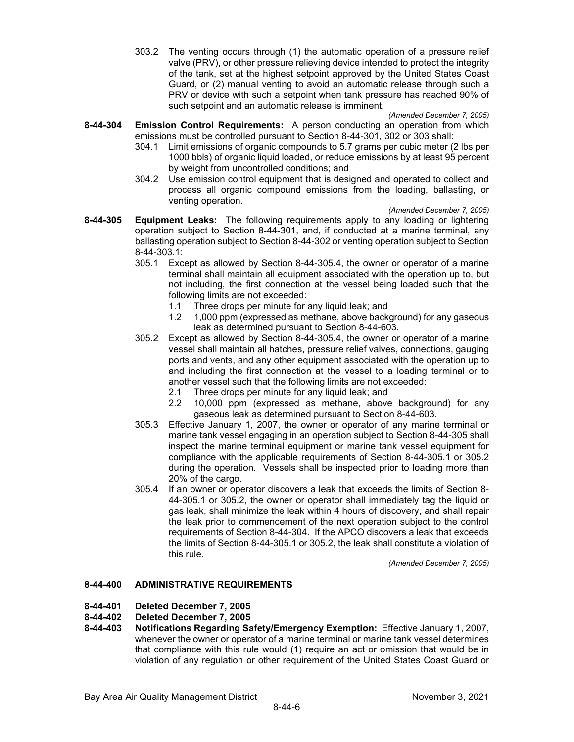303.2 The venting occurs through (1) the automatic operation of a pressure relief valve (PRV), or other pressure relieving device intended to protect the integrity of the tank, set at the highest setpoint approved by the United States Coast Guard, or (2) manual venting to avoid an automatic release through such a PRV or device with such a setpoint when tank pressure has reached 90% of such setpoint and an automatic release is imminent.

*(Amended December 7, 2005)*

**8-44-304 Emission Control Requirements:** A person conducting an operation from which emissions must be controlled pursuant to Section 8-44-301, 302 or 303 shall:

304.1 Limit emissions of organic compounds to 5.7 grams per cubic meter (2 lbs per 1000 bbls) of organic liquid loaded, or reduce emissions by at least 95 percent by weight from uncontrolled conditions; and

304.2 Use emission control equipment that is designed and operated to collect and process all organic compound emissions from the loading, ballasting, or venting operation.

*(Amended December 7, 2005)*

**8-44-305 Equipment Leaks:** The following requirements apply to any loading or lightering operation subject to Section 8-44-301, and, if conducted at a marine terminal, any ballasting operation subject to Section 8-44-302 or venting operation subject to Section 8-44-303.1:

305.1 Except as allowed by Section 8-44-305.4, the owner or operator of a marine terminal shall maintain all equipment associated with the operation up to, but not including, the first connection at the vessel being loaded such that the following limits are not exceeded:

1.1 Three drops per minute for any liquid leak; and

1.2 1,000 ppm (expressed as methane, above background) for any gaseous leak as determined pursuant to Section 8-44-603.

305.2 Except as allowed by Section 8-44-305.4, the owner or operator of a marine vessel shall maintain all hatches, pressure relief valves, connections, gauging ports and vents, and any other equipment associated with the operation up to and including the first connection at the vessel to a loading terminal or to another vessel such that the following limits are not exceeded:

2.1 Three drops per minute for any liquid leak; and

2.2 10,000 ppm (expressed as methane, above background) for any gaseous leak as determined pursuant to Section 8-44-603.

305.3 Effective January 1, 2007, the owner or operator of any marine terminal or marine tank vessel engaging in an operation subject to Section 8-44-305 shall inspect the marine terminal equipment or marine tank vessel equipment for compliance with the applicable requirements of Section 8-44-305.1 or 305.2 during the operation. Vessels shall be inspected prior to loading more than 20% of the cargo.

305.4 If an owner or operator discovers a leak that exceeds the limits of Section 8-44-305.1 or 305.2, the owner or operator shall immediately tag the liquid or gas leak, shall minimize the leak within 4 hours of discovery, and shall repair the leak prior to commencement of the next operation subject to the control requirements of Section 8-44-304. If the APCO discovers a leak that exceeds the limits of Section 8-44-305.1 or 305.2, the leak shall constitute a violation of this rule.

*(Amended December 7, 2005)*

## 8-44-400 ADMINISTRATIVE REQUIREMENTS

**8-44-401 Deleted December 7, 2005**

**8-44-402 Deleted December 7, 2005**

**8-44-403 Notifications Regarding Safety/Emergency Exemption:** Effective January 1, 2007, whenever the owner or operator of a marine terminal or marine tank vessel determines that compliance with this rule would (1) require an act or omission that would be in violation of any regulation or other requirement of the United States Coast Guard or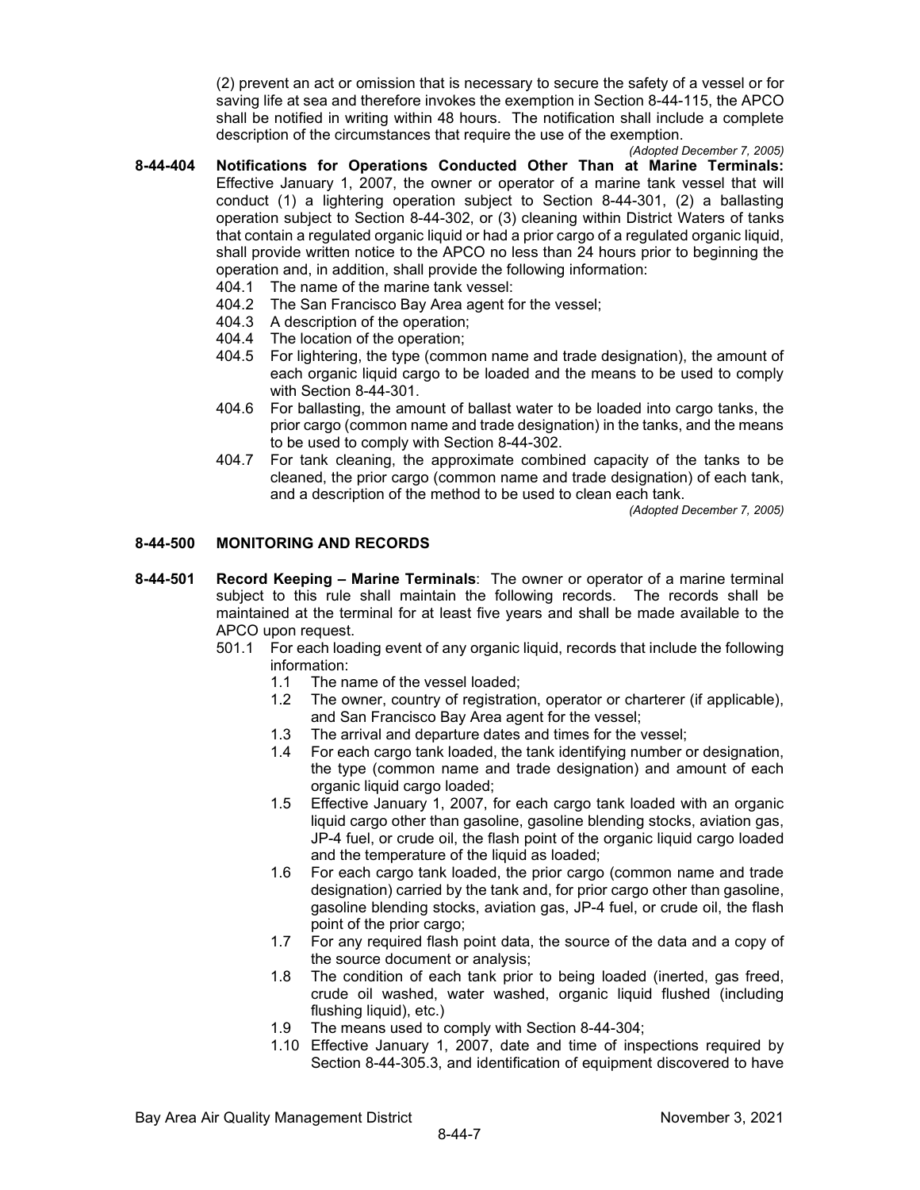(2) prevent an act or omission that is necessary to secure the safety of a vessel or for saving life at sea and therefore invokes the exemption in Section 8-44-115, the APCO shall be notified in writing within 48 hours. The notification shall include a complete description of the circumstances that require the use of the exemption.

*(Adopted December 7, 2005)*

**8-44-404 Notifications for Operations Conducted Other Than at Marine Terminals:** Effective January 1, 2007, the owner or operator of a marine tank vessel that will conduct (1) a lightering operation subject to Section 8-44-301, (2) a ballasting operation subject to Section 8-44-302, or (3) cleaning within District Waters of tanks that contain a regulated organic liquid or had a prior cargo of a regulated organic liquid, shall provide written notice to the APCO no less than 24 hours prior to beginning the operation and, in addition, shall provide the following information:

- 404.1 The name of the marine tank vessel:
- 404.2 The San Francisco Bay Area agent for the vessel;
- 404.3 A description of the operation;
- 404.4 The location of the operation;
- 404.5 For lightering, the type (common name and trade designation), the amount of each organic liquid cargo to be loaded and the means to be used to comply with Section 8-44-301.
- 404.6 For ballasting, the amount of ballast water to be loaded into cargo tanks, the prior cargo (common name and trade designation) in the tanks, and the means to be used to comply with Section 8-44-302.
- 404.7 For tank cleaning, the approximate combined capacity of the tanks to be cleaned, the prior cargo (common name and trade designation) of each tank, and a description of the method to be used to clean each tank.

*(Adopted December 7, 2005)*

## 8-44-500 MONITORING AND RECORDS

**8-44-501 Record Keeping – Marine Terminals**: The owner or operator of a marine terminal subject to this rule shall maintain the following records. The records shall be maintained at the terminal for at least five years and shall be made available to the APCO upon request.

- 501.1 For each loading event of any organic liquid, records that include the following information:
  - 1.1 The name of the vessel loaded;
  - 1.2 The owner, country of registration, operator or charterer (if applicable), and San Francisco Bay Area agent for the vessel;
  - 1.3 The arrival and departure dates and times for the vessel;
  - 1.4 For each cargo tank loaded, the tank identifying number or designation, the type (common name and trade designation) and amount of each organic liquid cargo loaded;
  - 1.5 Effective January 1, 2007, for each cargo tank loaded with an organic liquid cargo other than gasoline, gasoline blending stocks, aviation gas, JP-4 fuel, or crude oil, the flash point of the organic liquid cargo loaded and the temperature of the liquid as loaded;
  - 1.6 For each cargo tank loaded, the prior cargo (common name and trade designation) carried by the tank and, for prior cargo other than gasoline, gasoline blending stocks, aviation gas, JP-4 fuel, or crude oil, the flash point of the prior cargo;
  - 1.7 For any required flash point data, the source of the data and a copy of the source document or analysis;
  - 1.8 The condition of each tank prior to being loaded (inerted, gas freed, crude oil washed, water washed, organic liquid flushed (including flushing liquid), etc.)
  - 1.9 The means used to comply with Section 8-44-304;
  - 1.10 Effective January 1, 2007, date and time of inspections required by Section 8-44-305.3, and identification of equipment discovered to have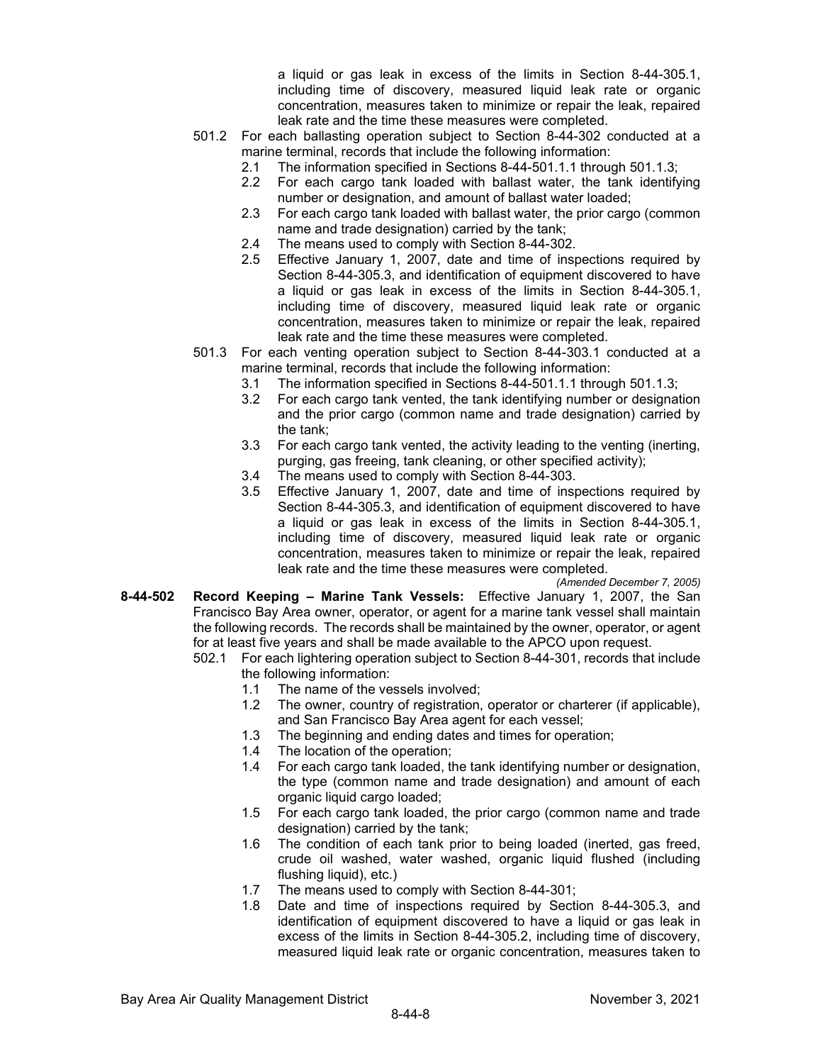a liquid or gas leak in excess of the limits in Section 8-44-305.1, including time of discovery, measured liquid leak rate or organic concentration, measures taken to minimize or repair the leak, repaired leak rate and the time these measures were completed.

501.2 For each ballasting operation subject to Section 8-44-302 conducted at a marine terminal, records that include the following information:

2.1 The information specified in Sections 8-44-501.1.1 through 501.1.3;

2.2 For each cargo tank loaded with ballast water, the tank identifying number or designation, and amount of ballast water loaded;

2.3 For each cargo tank loaded with ballast water, the prior cargo (common name and trade designation) carried by the tank;

2.4 The means used to comply with Section 8-44-302.

2.5 Effective January 1, 2007, date and time of inspections required by Section 8-44-305.3, and identification of equipment discovered to have a liquid or gas leak in excess of the limits in Section 8-44-305.1, including time of discovery, measured liquid leak rate or organic concentration, measures taken to minimize or repair the leak, repaired leak rate and the time these measures were completed.

501.3 For each venting operation subject to Section 8-44-303.1 conducted at a marine terminal, records that include the following information:

3.1 The information specified in Sections 8-44-501.1.1 through 501.1.3;

3.2 For each cargo tank vented, the tank identifying number or designation and the prior cargo (common name and trade designation) carried by the tank;

3.3 For each cargo tank vented, the activity leading to the venting (inerting, purging, gas freeing, tank cleaning, or other specified activity);

3.4 The means used to comply with Section 8-44-303.

3.5 Effective January 1, 2007, date and time of inspections required by Section 8-44-305.3, and identification of equipment discovered to have a liquid or gas leak in excess of the limits in Section 8-44-305.1, including time of discovery, measured liquid leak rate or organic concentration, measures taken to minimize or repair the leak, repaired leak rate and the time these measures were completed.

*(Amended December 7, 2005)*

**8-44-502 Record Keeping – Marine Tank Vessels:** Effective January 1, 2007, the San Francisco Bay Area owner, operator, or agent for a marine tank vessel shall maintain the following records. The records shall be maintained by the owner, operator, or agent for at least five years and shall be made available to the APCO upon request.

502.1 For each lightering operation subject to Section 8-44-301, records that include the following information:

1.1 The name of the vessels involved;

1.2 The owner, country of registration, operator or charterer (if applicable), and San Francisco Bay Area agent for each vessel;

1.3 The beginning and ending dates and times for operation;

1.4 The location of the operation;

1.4 For each cargo tank loaded, the tank identifying number or designation, the type (common name and trade designation) and amount of each organic liquid cargo loaded;

1.5 For each cargo tank loaded, the prior cargo (common name and trade designation) carried by the tank;

1.6 The condition of each tank prior to being loaded (inerted, gas freed, crude oil washed, water washed, organic liquid flushed (including flushing liquid), etc.)

1.7 The means used to comply with Section 8-44-301;

1.8 Date and time of inspections required by Section 8-44-305.3, and identification of equipment discovered to have a liquid or gas leak in excess of the limits in Section 8-44-305.2, including time of discovery, measured liquid leak rate or organic concentration, measures taken to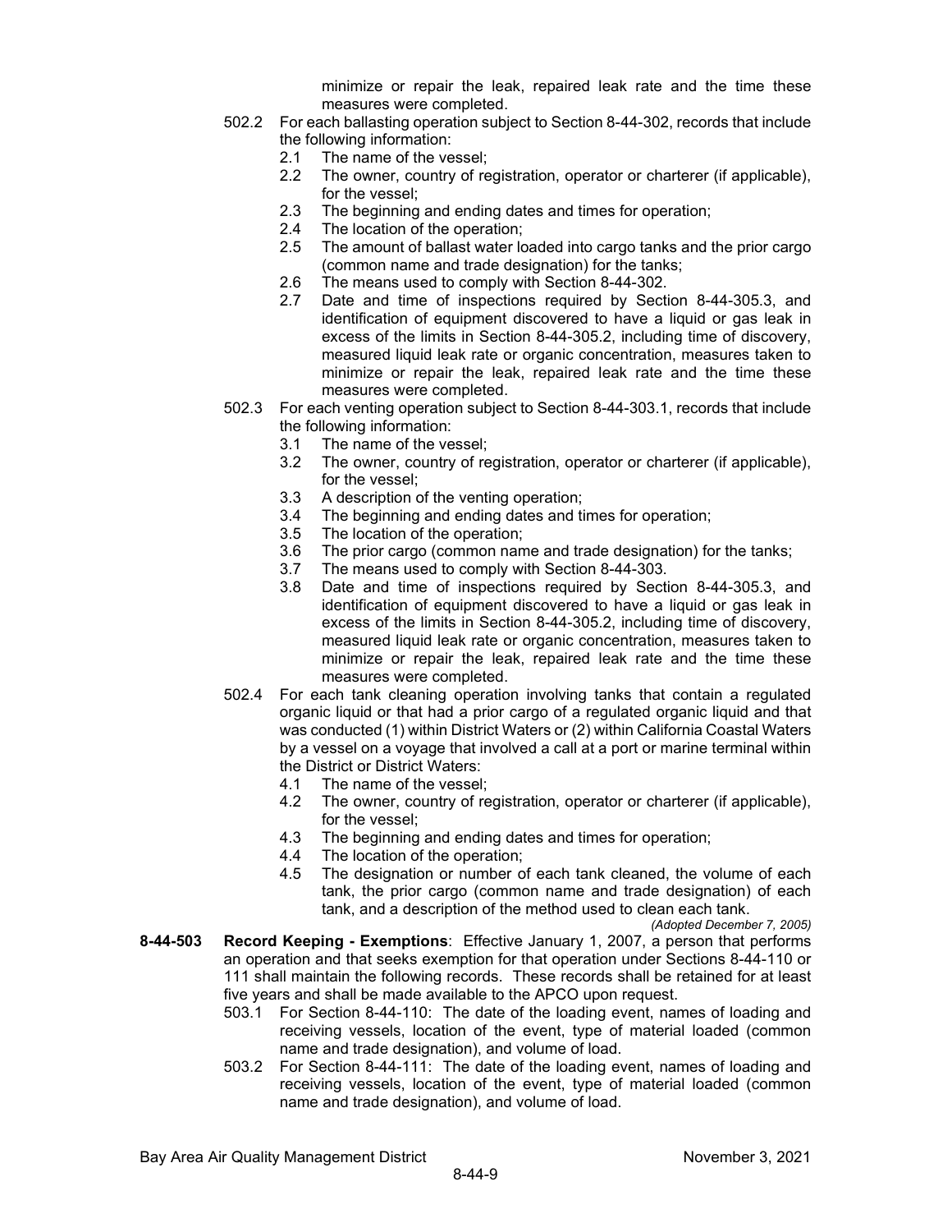minimize or repair the leak, repaired leak rate and the time these measures were completed.

502.2 For each ballasting operation subject to Section 8-44-302, records that include the following information:

- 2.1 The name of the vessel;
- 2.2 The owner, country of registration, operator or charterer (if applicable), for the vessel;
- 2.3 The beginning and ending dates and times for operation;
- 2.4 The location of the operation;
- 2.5 The amount of ballast water loaded into cargo tanks and the prior cargo (common name and trade designation) for the tanks;
- 2.6 The means used to comply with Section 8-44-302.
- 2.7 Date and time of inspections required by Section 8-44-305.3, and identification of equipment discovered to have a liquid or gas leak in excess of the limits in Section 8-44-305.2, including time of discovery, measured liquid leak rate or organic concentration, measures taken to minimize or repair the leak, repaired leak rate and the time these measures were completed.

502.3 For each venting operation subject to Section 8-44-303.1, records that include the following information:

- 3.1 The name of the vessel;
- 3.2 The owner, country of registration, operator or charterer (if applicable), for the vessel;
- 3.3 A description of the venting operation;
- 3.4 The beginning and ending dates and times for operation;
- 3.5 The location of the operation;
- 3.6 The prior cargo (common name and trade designation) for the tanks;
- 3.7 The means used to comply with Section 8-44-303.
- 3.8 Date and time of inspections required by Section 8-44-305.3, and identification of equipment discovered to have a liquid or gas leak in excess of the limits in Section 8-44-305.2, including time of discovery, measured liquid leak rate or organic concentration, measures taken to minimize or repair the leak, repaired leak rate and the time these measures were completed.

502.4 For each tank cleaning operation involving tanks that contain a regulated organic liquid or that had a prior cargo of a regulated organic liquid and that was conducted (1) within District Waters or (2) within California Coastal Waters by a vessel on a voyage that involved a call at a port or marine terminal within the District or District Waters:

- 4.1 The name of the vessel;
- 4.2 The owner, country of registration, operator or charterer (if applicable), for the vessel;
- 4.3 The beginning and ending dates and times for operation;
- 4.4 The location of the operation;
- 4.5 The designation or number of each tank cleaned, the volume of each tank, the prior cargo (common name and trade designation) of each tank, and a description of the method used to clean each tank.

*(Adopted December 7, 2005)*

**8-44-503 Record Keeping - Exemptions**: Effective January 1, 2007, a person that performs an operation and that seeks exemption for that operation under Sections 8-44-110 or 111 shall maintain the following records. These records shall be retained for at least five years and shall be made available to the APCO upon request.

503.1 For Section 8-44-110: The date of the loading event, names of loading and receiving vessels, location of the event, type of material loaded (common name and trade designation), and volume of load.

503.2 For Section 8-44-111: The date of the loading event, names of loading and receiving vessels, location of the event, type of material loaded (common name and trade designation), and volume of load.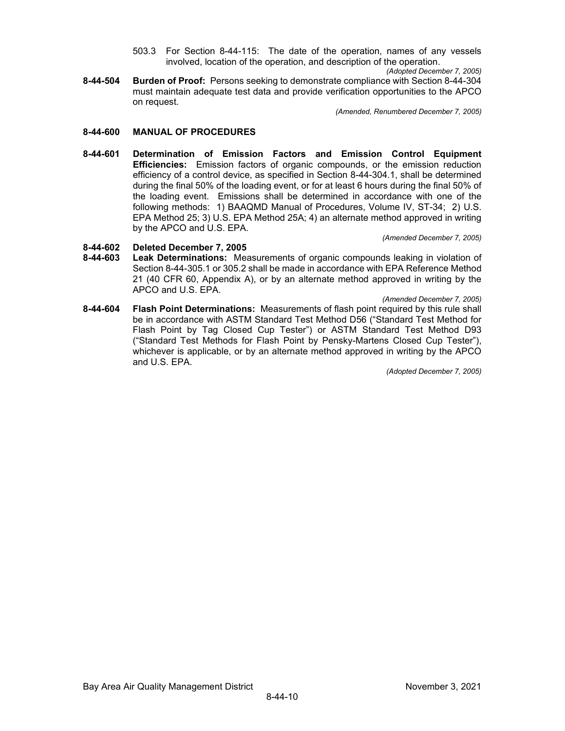503.3 For Section 8-44-115: The date of the operation, names of any vessels involved, location of the operation, and description of the operation.

*(Adopted December 7, 2005)*

**8-44-504 Burden of Proof:** Persons seeking to demonstrate compliance with Section 8-44-304 must maintain adequate test data and provide verification opportunities to the APCO on request.

*(Amended, Renumbered December 7, 2005)*

## 8-44-600 MANUAL OF PROCEDURES

**8-44-601 Determination of Emission Factors and Emission Control Equipment Efficiencies:** Emission factors of organic compounds, or the emission reduction efficiency of a control device, as specified in Section 8-44-304.1, shall be determined during the final 50% of the loading event, or for at least 6 hours during the final 50% of the loading event. Emissions shall be determined in accordance with one of the following methods: 1) BAAQMD Manual of Procedures, Volume IV, ST-34; 2) U.S. EPA Method 25; 3) U.S. EPA Method 25A; 4) an alternate method approved in writing by the APCO and U.S. EPA.

*(Amended December 7, 2005)*

**8-44-602 Deleted December 7, 2005**

**8-44-603 Leak Determinations:** Measurements of organic compounds leaking in violation of Section 8-44-305.1 or 305.2 shall be made in accordance with EPA Reference Method 21 (40 CFR 60, Appendix A), or by an alternate method approved in writing by the APCO and U.S. EPA.

*(Amended December 7, 2005)*

**8-44-604 Flash Point Determinations:** Measurements of flash point required by this rule shall be in accordance with ASTM Standard Test Method D56 ("Standard Test Method for Flash Point by Tag Closed Cup Tester") or ASTM Standard Test Method D93 ("Standard Test Methods for Flash Point by Pensky-Martens Closed Cup Tester"), whichever is applicable, or by an alternate method approved in writing by the APCO and U.S. EPA.

*(Adopted December 7, 2005)*